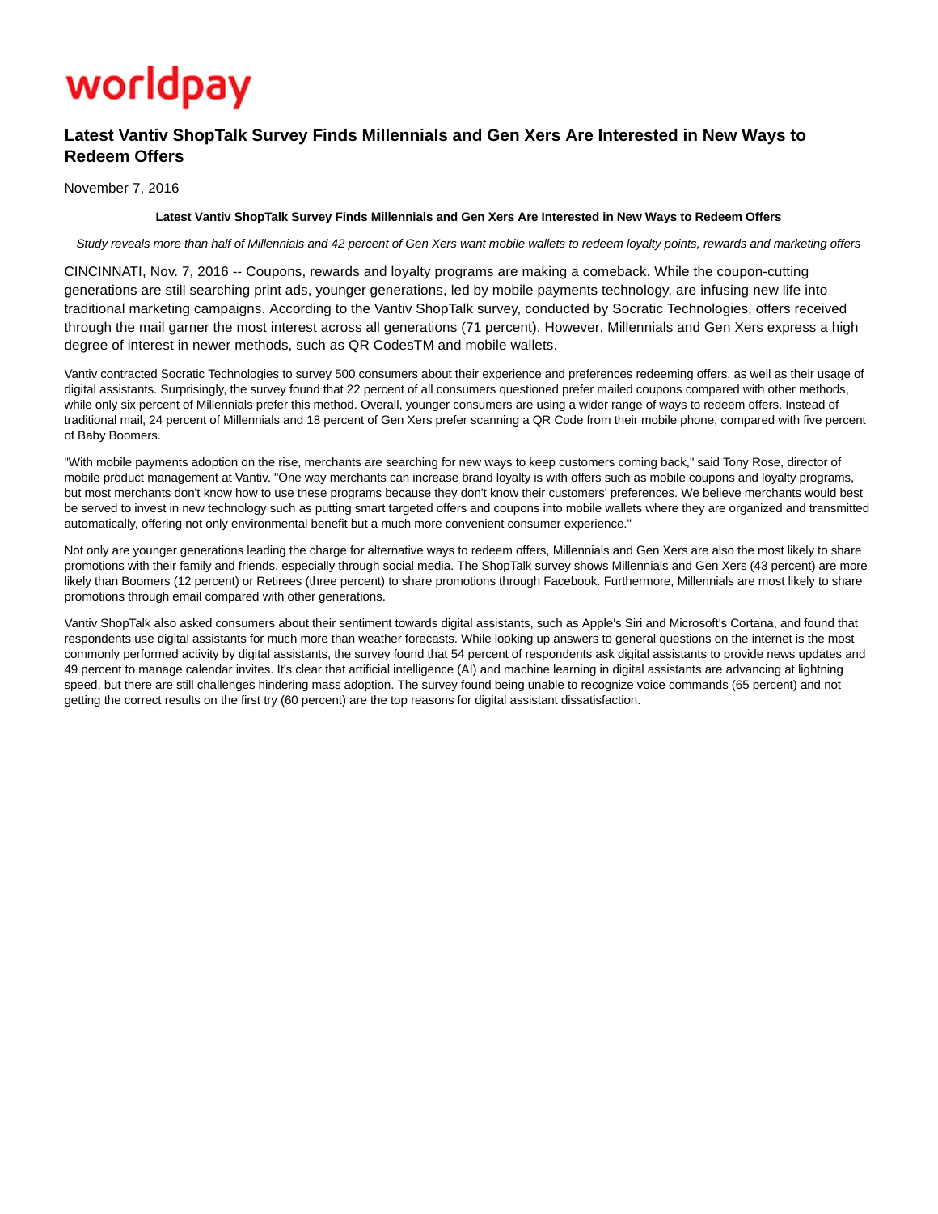worldpay

# Latest Vantiv ShopTalk Survey Finds Millennials and Gen Xers Are Interested in New Ways to Redeem Offers

November 7, 2016

**Latest Vantiv ShopTalk Survey Finds Millennials and Gen Xers Are Interested in New Ways to Redeem Offers**

*Study reveals more than half of Millennials and 42 percent of Gen Xers want mobile wallets to redeem loyalty points, rewards and marketing offers*

CINCINNATI, Nov. 7, 2016 -- Coupons, rewards and loyalty programs are making a comeback. While the coupon-cutting generations are still searching print ads, younger generations, led by mobile payments technology, are infusing new life into traditional marketing campaigns. According to the Vantiv ShopTalk survey, conducted by Socratic Technologies, offers received through the mail garner the most interest across all generations (71 percent). However, Millennials and Gen Xers express a high degree of interest in newer methods, such as QR CodesTM and mobile wallets.

Vantiv contracted Socratic Technologies to survey 500 consumers about their experience and preferences redeeming offers, as well as their usage of digital assistants. Surprisingly, the survey found that 22 percent of all consumers questioned prefer mailed coupons compared with other methods, while only six percent of Millennials prefer this method. Overall, younger consumers are using a wider range of ways to redeem offers. Instead of traditional mail, 24 percent of Millennials and 18 percent of Gen Xers prefer scanning a QR Code from their mobile phone, compared with five percent of Baby Boomers.

"With mobile payments adoption on the rise, merchants are searching for new ways to keep customers coming back," said Tony Rose, director of mobile product management at Vantiv. "One way merchants can increase brand loyalty is with offers such as mobile coupons and loyalty programs, but most merchants don't know how to use these programs because they don't know their customers' preferences. We believe merchants would best be served to invest in new technology such as putting smart targeted offers and coupons into mobile wallets where they are organized and transmitted automatically, offering not only environmental benefit but a much more convenient consumer experience."

Not only are younger generations leading the charge for alternative ways to redeem offers, Millennials and Gen Xers are also the most likely to share promotions with their family and friends, especially through social media. The ShopTalk survey shows Millennials and Gen Xers (43 percent) are more likely than Boomers (12 percent) or Retirees (three percent) to share promotions through Facebook. Furthermore, Millennials are most likely to share promotions through email compared with other generations.

Vantiv ShopTalk also asked consumers about their sentiment towards digital assistants, such as Apple's Siri and Microsoft's Cortana, and found that respondents use digital assistants for much more than weather forecasts. While looking up answers to general questions on the internet is the most commonly performed activity by digital assistants, the survey found that 54 percent of respondents ask digital assistants to provide news updates and 49 percent to manage calendar invites. It's clear that artificial intelligence (AI) and machine learning in digital assistants are advancing at lightning speed, but there are still challenges hindering mass adoption. The survey found being unable to recognize voice commands (65 percent) and not getting the correct results on the first try (60 percent) are the top reasons for digital assistant dissatisfaction.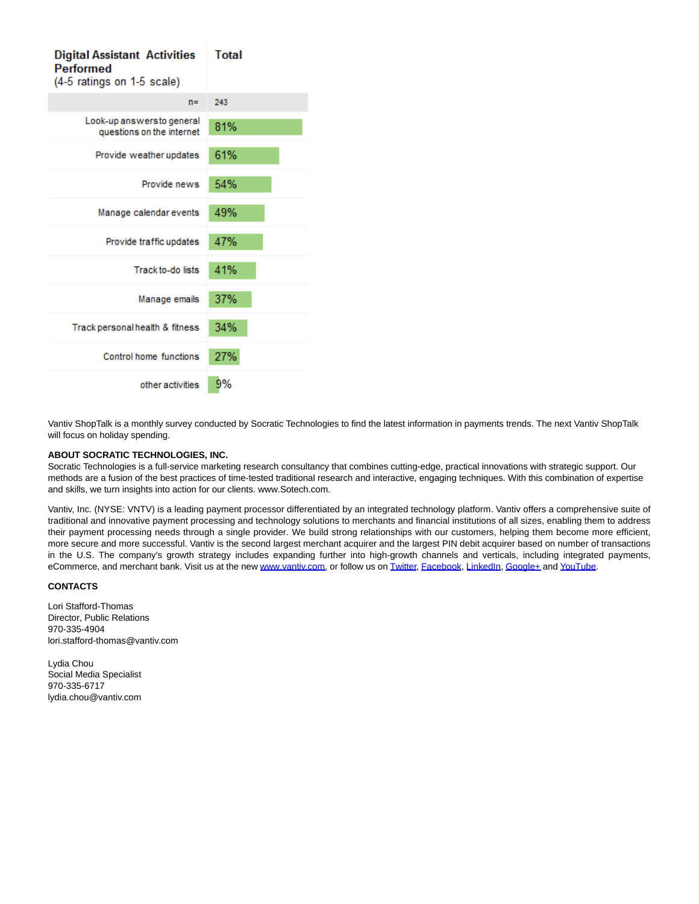Digital Assistant Activities Performed
(4-5 ratings on 1-5 scale)

Total

n= 243

Look-up answers to general questions on the internet 81%

Provide weather updates 61%

Provide news 54%

Manage calendar events 49%

Provide traffic updates 47%

Track to-do lists 41%

Manage emails 37%

Track personal health & fitness 34%

Control home functions 27%

other activities 9%

Vantiv ShopTalk is a monthly survey conducted by Socratic Technologies to find the latest information in payments trends. The next Vantiv ShopTalk will focus on holiday spending.

**ABOUT SOCRATIC TECHNOLOGIES, INC.**
Socratic Technologies is a full-service marketing research consultancy that combines cutting-edge, practical innovations with strategic support. Our methods are a fusion of the best practices of time-tested traditional research and interactive, engaging techniques. With this combination of expertise and skills, we turn insights into action for our clients. www.Sotech.com.

Vantiv, Inc. (NYSE: VNTV) is a leading payment processor differentiated by an integrated technology platform. Vantiv offers a comprehensive suite of traditional and innovative payment processing and technology solutions to merchants and financial institutions of all sizes, enabling them to address their payment processing needs through a single provider. We build strong relationships with our customers, helping them become more efficient, more secure and more successful. Vantiv is the second largest merchant acquirer and the largest PIN debit acquirer based on number of transactions in the U.S. The company's growth strategy includes expanding further into high-growth channels and verticals, including integrated payments, eCommerce, and merchant bank. Visit us at the new www.vantiv.com, or follow us on Twitter, Facebook, LinkedIn, Google+ and YouTube.

**CONTACTS**

Lori Stafford-Thomas
Director, Public Relations
970-335-4904
lori.stafford-thomas@vantiv.com

Lydia Chou
Social Media Specialist
970-335-6717
lydia.chou@vantiv.com